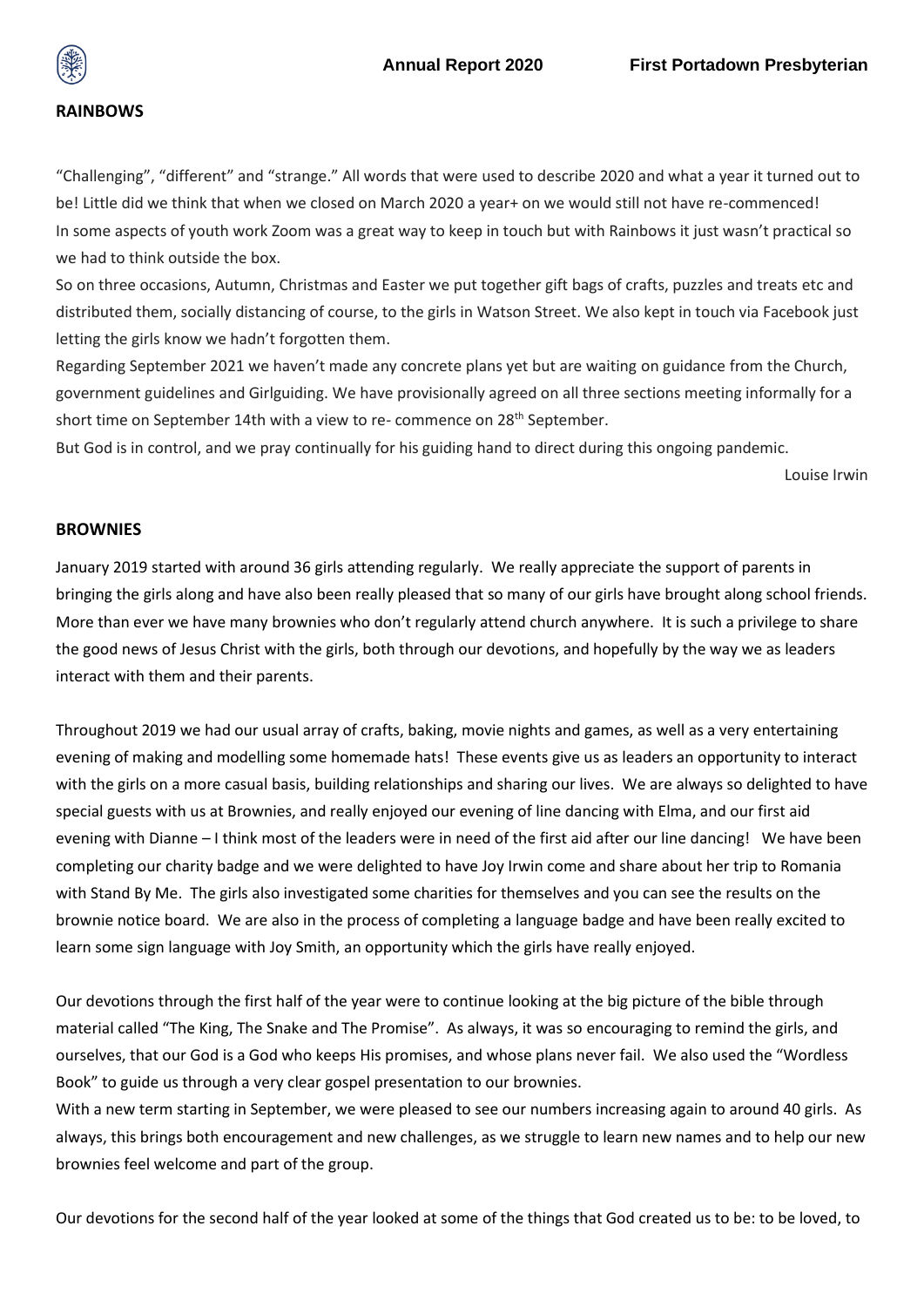## RAINBOWS

"Challenging", "different" and "strange." All words that were used to describe 2020 and what a year it turned out to be! Little did we think that when we closed on March 2020 a year+ on we would still not have re-commenced! In some aspects of youth work Zoom was a great way to keep in touch but with Rainbows it just wasn't practical so we had to think outside the box.

So on three occasions, Autumn, Christmas and Easter we put together gift bags of crafts, puzzles and treats etc and distributed them, socially distancing of course, to the girls in Watson Street. We also kept in touch via Facebook just letting the girls know we hadn't forgotten them.

Regarding September 2021 we haven't made any concrete plans yet but are waiting on guidance from the Church, government guidelines and Girlguiding. We have provisionally agreed on all three sections meeting informally for a short time on September 14th with a view to re- commence on 28th September.

But God is in control, and we pray continually for his guiding hand to direct during this ongoing pandemic.

Louise Irwin

## BROWNIES

January 2019 started with around 36 girls attending regularly. We really appreciate the support of parents in bringing the girls along and have also been really pleased that so many of our girls have brought along school friends. More than ever we have many brownies who don't regularly attend church anywhere. It is such a privilege to share the good news of Jesus Christ with the girls, both through our devotions, and hopefully by the way we as leaders interact with them and their parents.

Throughout 2019 we had our usual array of crafts, baking, movie nights and games, as well as a very entertaining evening of making and modelling some homemade hats! These events give us as leaders an opportunity to interact with the girls on a more casual basis, building relationships and sharing our lives. We are always so delighted to have special guests with us at Brownies, and really enjoyed our evening of line dancing with Elma, and our first aid evening with Dianne – I think most of the leaders were in need of the first aid after our line dancing! We have been completing our charity badge and we were delighted to have Joy Irwin come and share about her trip to Romania with Stand By Me. The girls also investigated some charities for themselves and you can see the results on the brownie notice board. We are also in the process of completing a language badge and have been really excited to learn some sign language with Joy Smith, an opportunity which the girls have really enjoyed.

Our devotions through the first half of the year were to continue looking at the big picture of the bible through material called "The King, The Snake and The Promise". As always, it was so encouraging to remind the girls, and ourselves, that our God is a God who keeps His promises, and whose plans never fail. We also used the "Wordless Book" to guide us through a very clear gospel presentation to our brownies.

With a new term starting in September, we were pleased to see our numbers increasing again to around 40 girls. As always, this brings both encouragement and new challenges, as we struggle to learn new names and to help our new brownies feel welcome and part of the group.

Our devotions for the second half of the year looked at some of the things that God created us to be: to be loved, to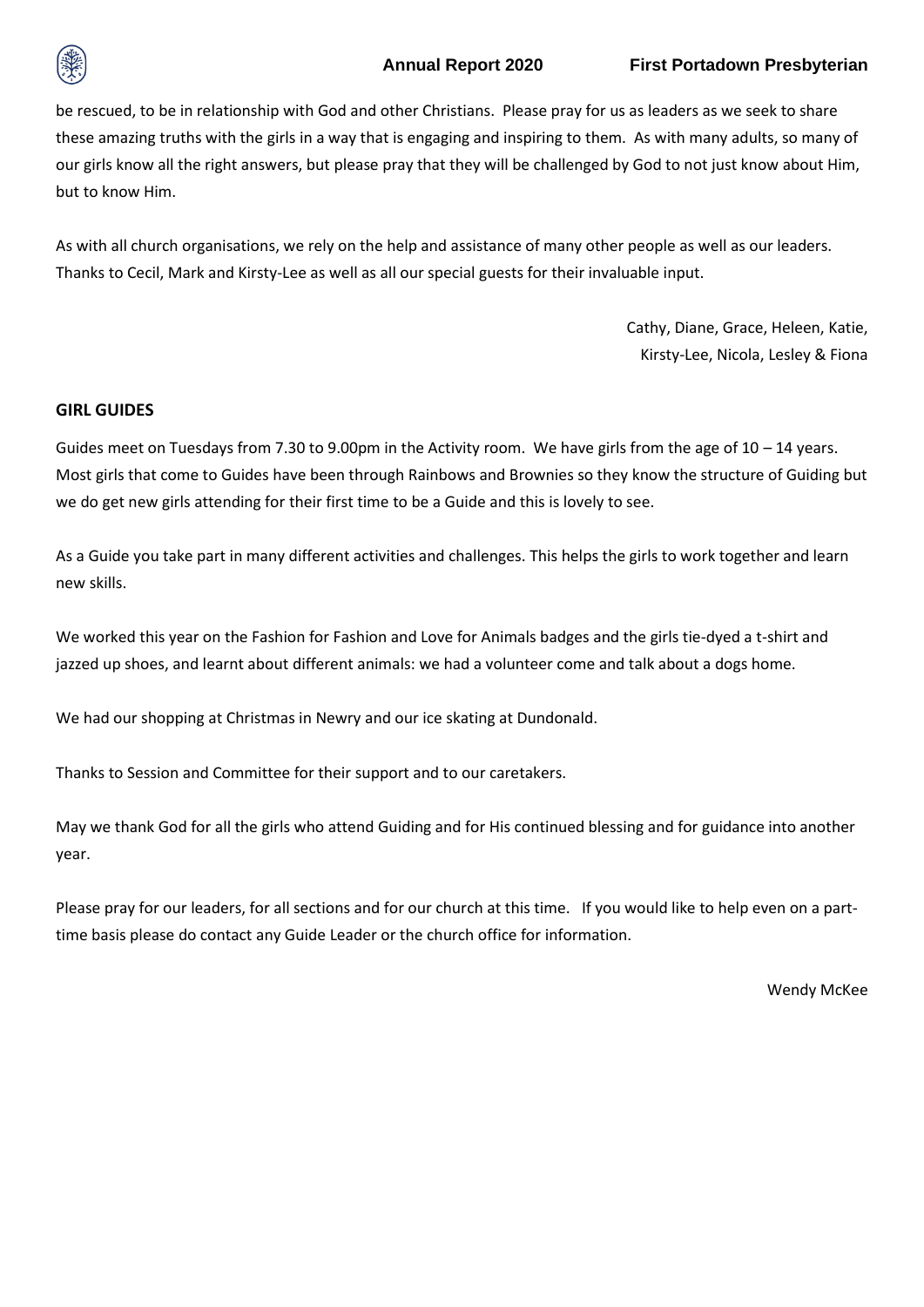be rescued, to be in relationship with God and other Christians. Please pray for us as leaders as we seek to share these amazing truths with the girls in a way that is engaging and inspiring to them. As with many adults, so many of our girls know all the right answers, but please pray that they will be challenged by God to not just know about Him, but to know Him.

As with all church organisations, we rely on the help and assistance of many other people as well as our leaders. Thanks to Cecil, Mark and Kirsty-Lee as well as all our special guests for their invaluable input.

Cathy, Diane, Grace, Heleen, Katie,
Kirsty-Lee, Nicola, Lesley & Fiona

**GIRL GUIDES**

Guides meet on Tuesdays from 7.30 to 9.00pm in the Activity room. We have girls from the age of 10 – 14 years. Most girls that come to Guides have been through Rainbows and Brownies so they know the structure of Guiding but we do get new girls attending for their first time to be a Guide and this is lovely to see.

As a Guide you take part in many different activities and challenges. This helps the girls to work together and learn new skills.

We worked this year on the Fashion for Fashion and Love for Animals badges and the girls tie-dyed a t-shirt and jazzed up shoes, and learnt about different animals: we had a volunteer come and talk about a dogs home.

We had our shopping at Christmas in Newry and our ice skating at Dundonald.

Thanks to Session and Committee for their support and to our caretakers.

May we thank God for all the girls who attend Guiding and for His continued blessing and for guidance into another year.

Please pray for our leaders, for all sections and for our church at this time. If you would like to help even on a part-time basis please do contact any Guide Leader or the church office for information.

Wendy McKee